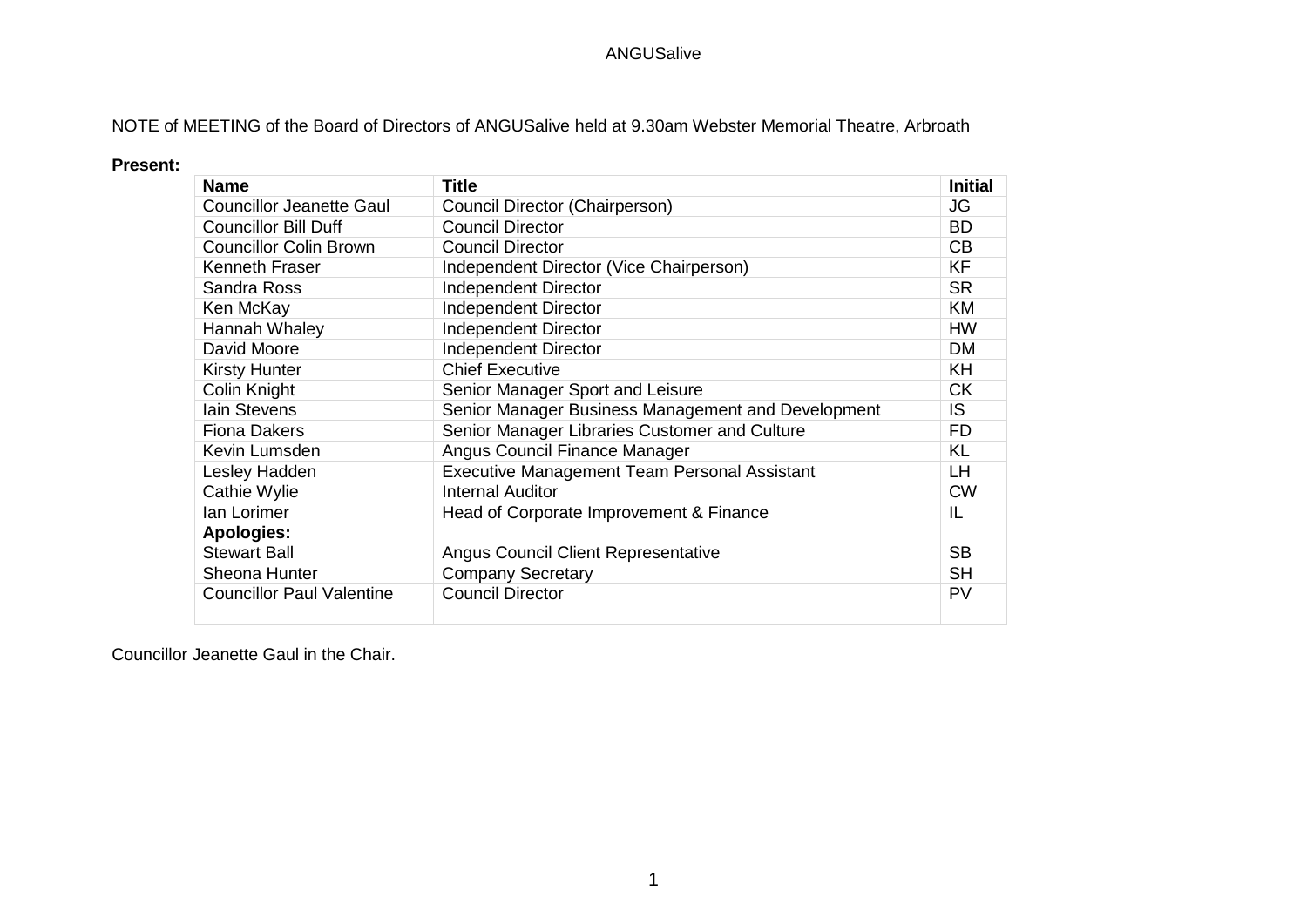ANGUSalive

NOTE of MEETING of the Board of Directors of ANGUSalive held at 9.30am Webster Memorial Theatre, Arbroath

**Present:**

| Name | Title | Initial |
|---|---|---|
| Councillor Jeanette Gaul | Council Director (Chairperson) | JG |
| Councillor Bill Duff | Council Director | BD |
| Councillor Colin Brown | Council Director | CB |
| Kenneth Fraser | Independent Director (Vice Chairperson) | KF |
| Sandra Ross | Independent Director | SR |
| Ken McKay | Independent Director | KM |
| Hannah Whaley | Independent Director | HW |
| David Moore | Independent Director | DM |
| Kirsty Hunter | Chief Executive | KH |
| Colin Knight | Senior Manager Sport and Leisure | CK |
| Iain Stevens | Senior Manager Business Management and Development | IS |
| Fiona Dakers | Senior Manager Libraries Customer and Culture | FD |
| Kevin Lumsden | Angus Council Finance Manager | KL |
| Lesley Hadden | Executive Management Team Personal Assistant | LH |
| Cathie Wylie | Internal Auditor | CW |
| Ian Lorimer | Head of Corporate Improvement & Finance | IL |
| **Apologies:** | | |
| Stewart Ball | Angus Council Client Representative | SB |
| Sheona Hunter | Company Secretary | SH |
| Councillor Paul Valentine | Council Director | PV |
| | | |

Councillor Jeanette Gaul in the Chair.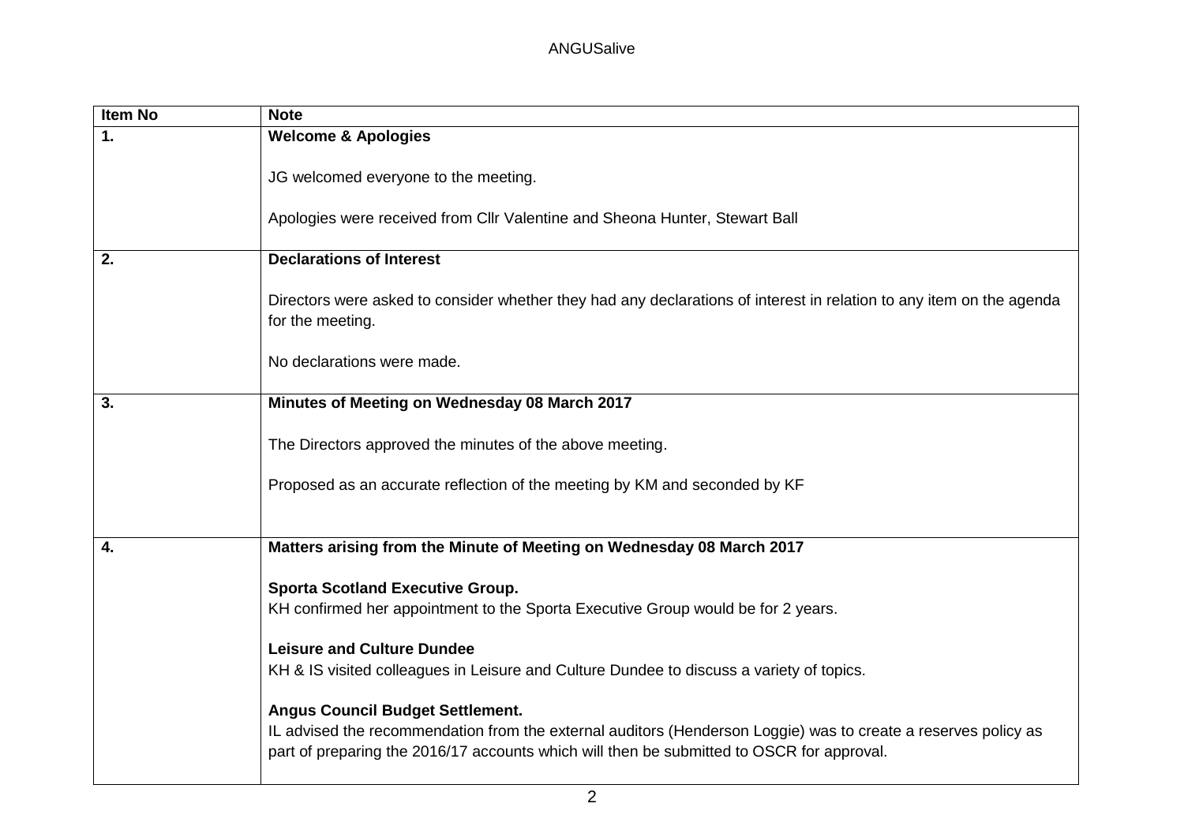| Item No | Note |
|---|---|
| **1.** | **Welcome & Apologies**<br><br>JG welcomed everyone to the meeting.<br><br>Apologies were received from Cllr Valentine and Sheona Hunter, Stewart Ball |
| **2.** | **Declarations of Interest**<br><br>Directors were asked to consider whether they had any declarations of interest in relation to any item on the agenda for the meeting.<br><br>No declarations were made. |
| **3.** | **Minutes of Meeting on Wednesday 08 March 2017**<br><br>The Directors approved the minutes of the above meeting.<br><br>Proposed as an accurate reflection of the meeting by KM and seconded by KF |
| **4.** | **Matters arising from the Minute of Meeting on Wednesday 08 March 2017**<br><br>**Sporta Scotland Executive Group.**<br>KH confirmed her appointment to the Sporta Executive Group would be for 2 years.<br><br>**Leisure and Culture Dundee**<br>KH & IS visited colleagues in Leisure and Culture Dundee to discuss a variety of topics.<br><br>**Angus Council Budget Settlement.**<br>IL advised the recommendation from the external auditors (Henderson Loggie) was to create a reserves policy as part of preparing the 2016/17 accounts which will then be submitted to OSCR for approval. |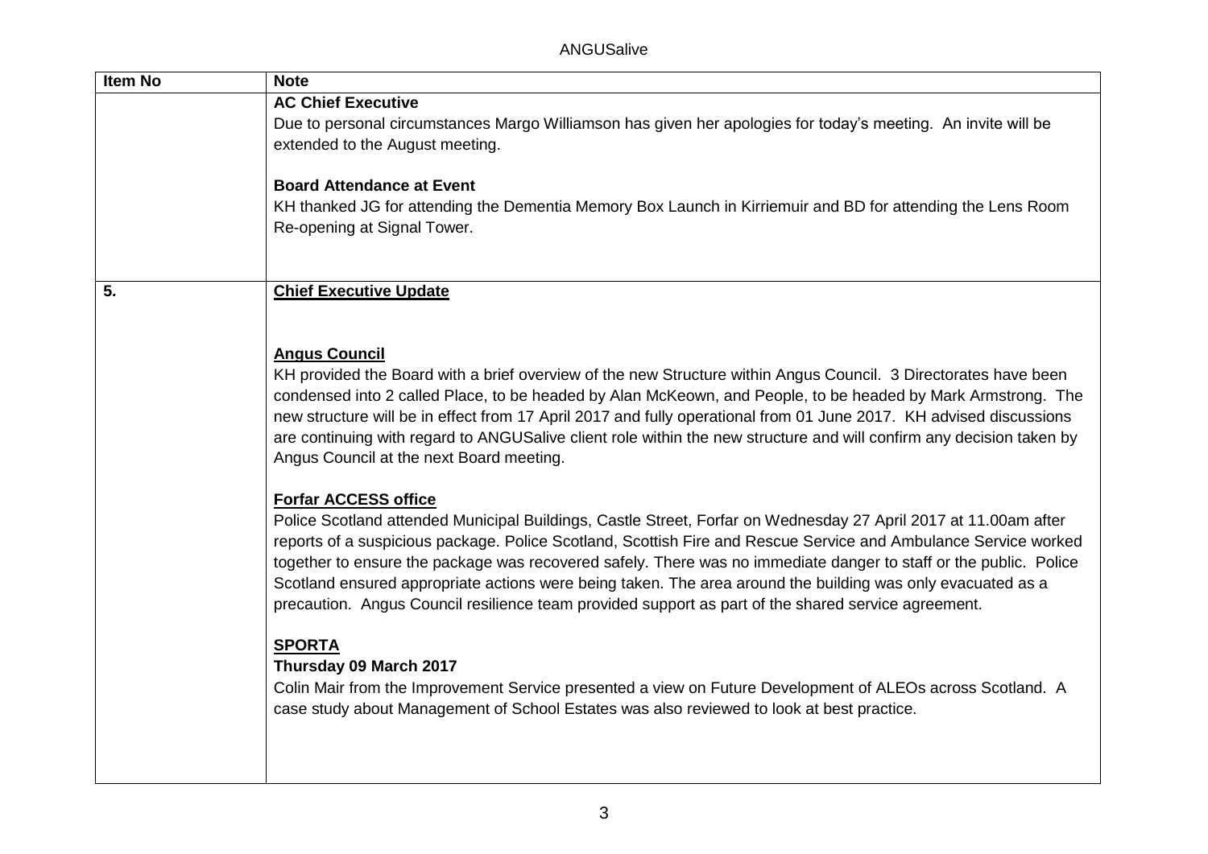| Item No | Note |
|---|---|
| | **AC Chief Executive**<br>Due to personal circumstances Margo Williamson has given her apologies for today's meeting. An invite will be extended to the August meeting.<br><br>**Board Attendance at Event**<br>KH thanked JG for attending the Dementia Memory Box Launch in Kirriemuir and BD for attending the Lens Room Re-opening at Signal Tower. |
| **5.** | **Chief Executive Update**<br><br>**Angus Council**<br>KH provided the Board with a brief overview of the new Structure within Angus Council. 3 Directorates have been condensed into 2 called Place, to be headed by Alan McKeown, and People, to be headed by Mark Armstrong. The new structure will be in effect from 17 April 2017 and fully operational from 01 June 2017. KH advised discussions are continuing with regard to ANGUSalive client role within the new structure and will confirm any decision taken by Angus Council at the next Board meeting.<br><br>**Forfar ACCESS office**<br>Police Scotland attended Municipal Buildings, Castle Street, Forfar on Wednesday 27 April 2017 at 11.00am after reports of a suspicious package. Police Scotland, Scottish Fire and Rescue Service and Ambulance Service worked together to ensure the package was recovered safely. There was no immediate danger to staff or the public. Police Scotland ensured appropriate actions were being taken. The area around the building was only evacuated as a precaution. Angus Council resilience team provided support as part of the shared service agreement.<br><br>**SPORTA**<br>**Thursday 09 March 2017**<br>Colin Mair from the Improvement Service presented a view on Future Development of ALEOs across Scotland. A case study about Management of School Estates was also reviewed to look at best practice. |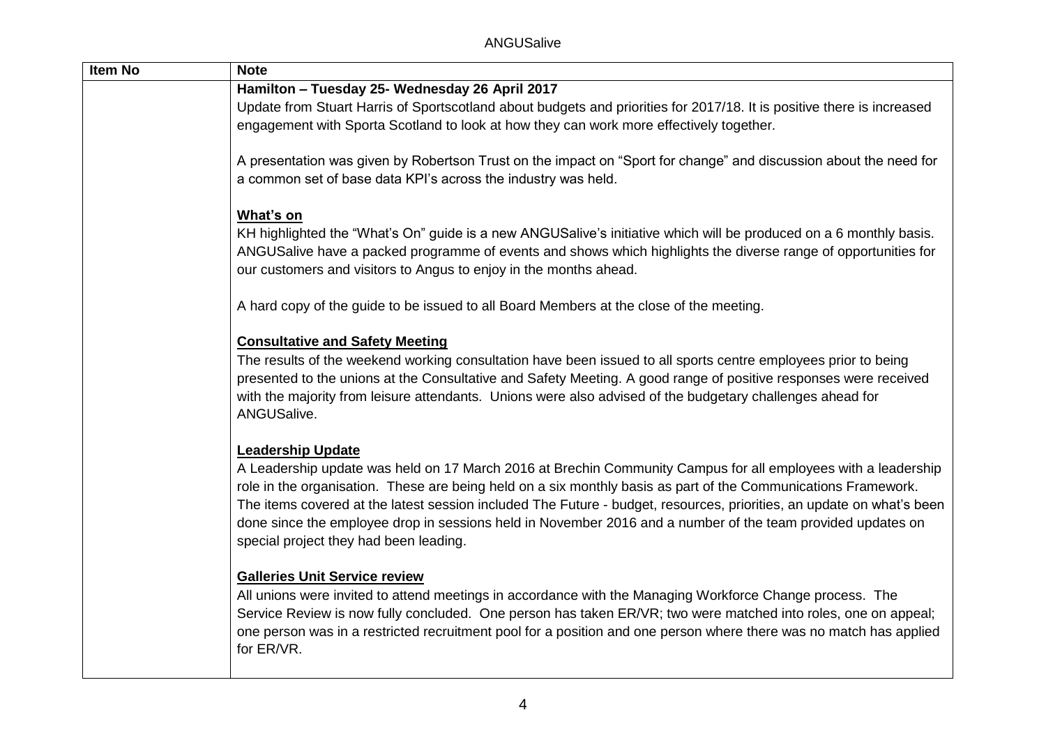| Item No | Note |
|---|---|
| | **Hamilton – Tuesday 25- Wednesday 26 April 2017**<br>Update from Stuart Harris of Sportscotland about budgets and priorities for 2017/18. It is positive there is increased engagement with Sporta Scotland to look at how they can work more effectively together.<br><br>A presentation was given by Robertson Trust on the impact on "Sport for change" and discussion about the need for a common set of base data KPI's across the industry was held.<br><br>**<u>What's on</u>**<br>KH highlighted the "What's On" guide is a new ANGUSalive's initiative which will be produced on a 6 monthly basis. ANGUSalive have a packed programme of events and shows which highlights the diverse range of opportunities for our customers and visitors to Angus to enjoy in the months ahead.<br><br>A hard copy of the guide to be issued to all Board Members at the close of the meeting.<br><br>**<u>Consultative and Safety Meeting</u>**<br>The results of the weekend working consultation have been issued to all sports centre employees prior to being presented to the unions at the Consultative and Safety Meeting. A good range of positive responses were received with the majority from leisure attendants. Unions were also advised of the budgetary challenges ahead for ANGUSalive.<br><br>**<u>Leadership Update</u>**<br>A Leadership update was held on 17 March 2016 at Brechin Community Campus for all employees with a leadership role in the organisation. These are being held on a six monthly basis as part of the Communications Framework. The items covered at the latest session included The Future - budget, resources, priorities, an update on what's been done since the employee drop in sessions held in November 2016 and a number of the team provided updates on special project they had been leading.<br><br>**<u>Galleries Unit Service review</u>**<br>All unions were invited to attend meetings in accordance with the Managing Workforce Change process. The Service Review is now fully concluded. One person has taken ER/VR; two were matched into roles, one on appeal; one person was in a restricted recruitment pool for a position and one person where there was no match has applied for ER/VR. |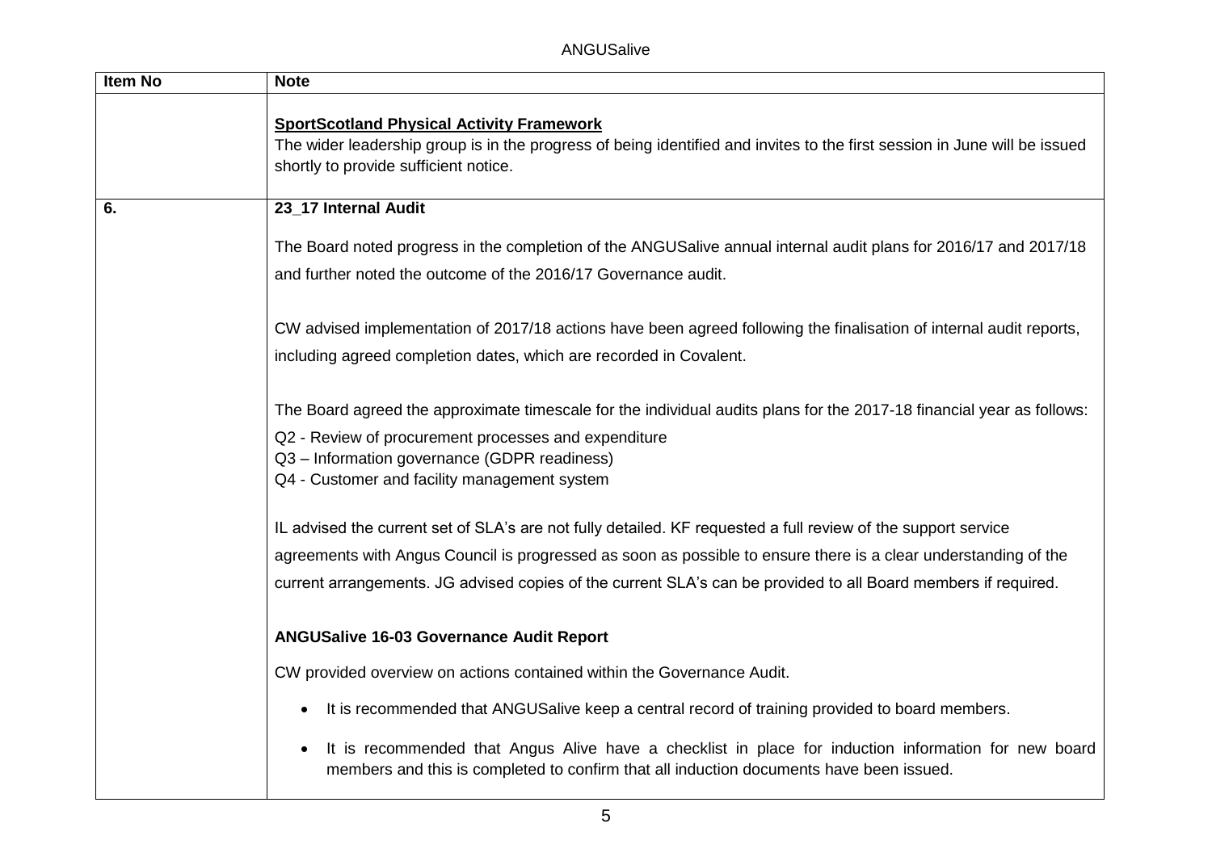| Item No | Note |
| --- | --- |
| | **SportScotland Physical Activity Framework**<br>The wider leadership group is in the progress of being identified and invites to the first session in June will be issued shortly to provide sufficient notice. |
| 6. | **23_17 Internal Audit**<br><br>The Board noted progress in the completion of the ANGUSalive annual internal audit plans for 2016/17 and 2017/18 and further noted the outcome of the 2016/17 Governance audit.<br><br>CW advised implementation of 2017/18 actions have been agreed following the finalisation of internal audit reports, including agreed completion dates, which are recorded in Covalent.<br><br>The Board agreed the approximate timescale for the individual audits plans for the 2017-18 financial year as follows:<br>Q2 - Review of procurement processes and expenditure<br>Q3 – Information governance (GDPR readiness)<br>Q4 - Customer and facility management system<br><br>IL advised the current set of SLA's are not fully detailed. KF requested a full review of the support service agreements with Angus Council is progressed as soon as possible to ensure there is a clear understanding of the current arrangements. JG advised copies of the current SLA's can be provided to all Board members if required.<br><br>**ANGUSalive 16-03 Governance Audit Report**<br><br>CW provided overview on actions contained within the Governance Audit.<br><br>• It is recommended that ANGUSalive keep a central record of training provided to board members.<br><br>• It is recommended that Angus Alive have a checklist in place for induction information for new board members and this is completed to confirm that all induction documents have been issued. |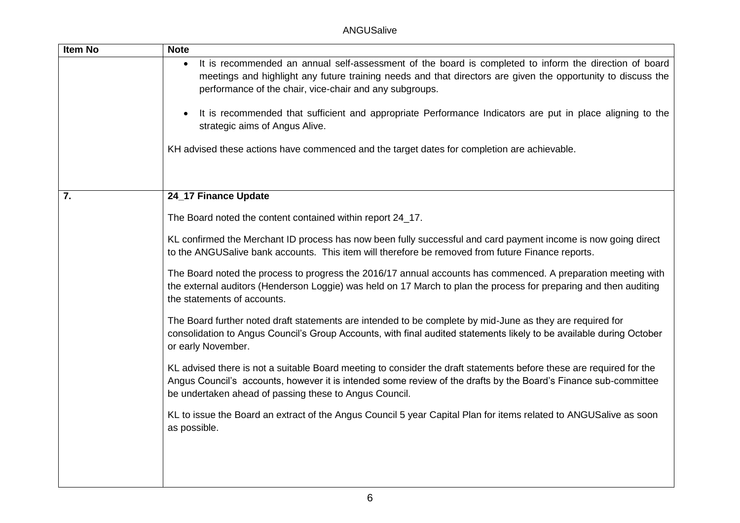| Item No | Note |
| --- | --- |
| | • It is recommended an annual self-assessment of the board is completed to inform the direction of board meetings and highlight any future training needs and that directors are given the opportunity to discuss the performance of the chair, vice-chair and any subgroups.<br><br>• It is recommended that sufficient and appropriate Performance Indicators are put in place aligning to the strategic aims of Angus Alive.<br><br>KH advised these actions have commenced and the target dates for completion are achievable. |
| **7.** | **24_17 Finance Update**<br><br>The Board noted the content contained within report 24_17.<br><br>KL confirmed the Merchant ID process has now been fully successful and card payment income is now going direct to the ANGUSalive bank accounts. This item will therefore be removed from future Finance reports.<br><br>The Board noted the process to progress the 2016/17 annual accounts has commenced. A preparation meeting with the external auditors (Henderson Loggie) was held on 17 March to plan the process for preparing and then auditing the statements of accounts.<br><br>The Board further noted draft statements are intended to be complete by mid-June as they are required for consolidation to Angus Council's Group Accounts, with final audited statements likely to be available during October or early November.<br><br>KL advised there is not a suitable Board meeting to consider the draft statements before these are required for the Angus Council's accounts, however it is intended some review of the drafts by the Board's Finance sub-committee be undertaken ahead of passing these to Angus Council.<br><br>KL to issue the Board an extract of the Angus Council 5 year Capital Plan for items related to ANGUSalive as soon as possible. |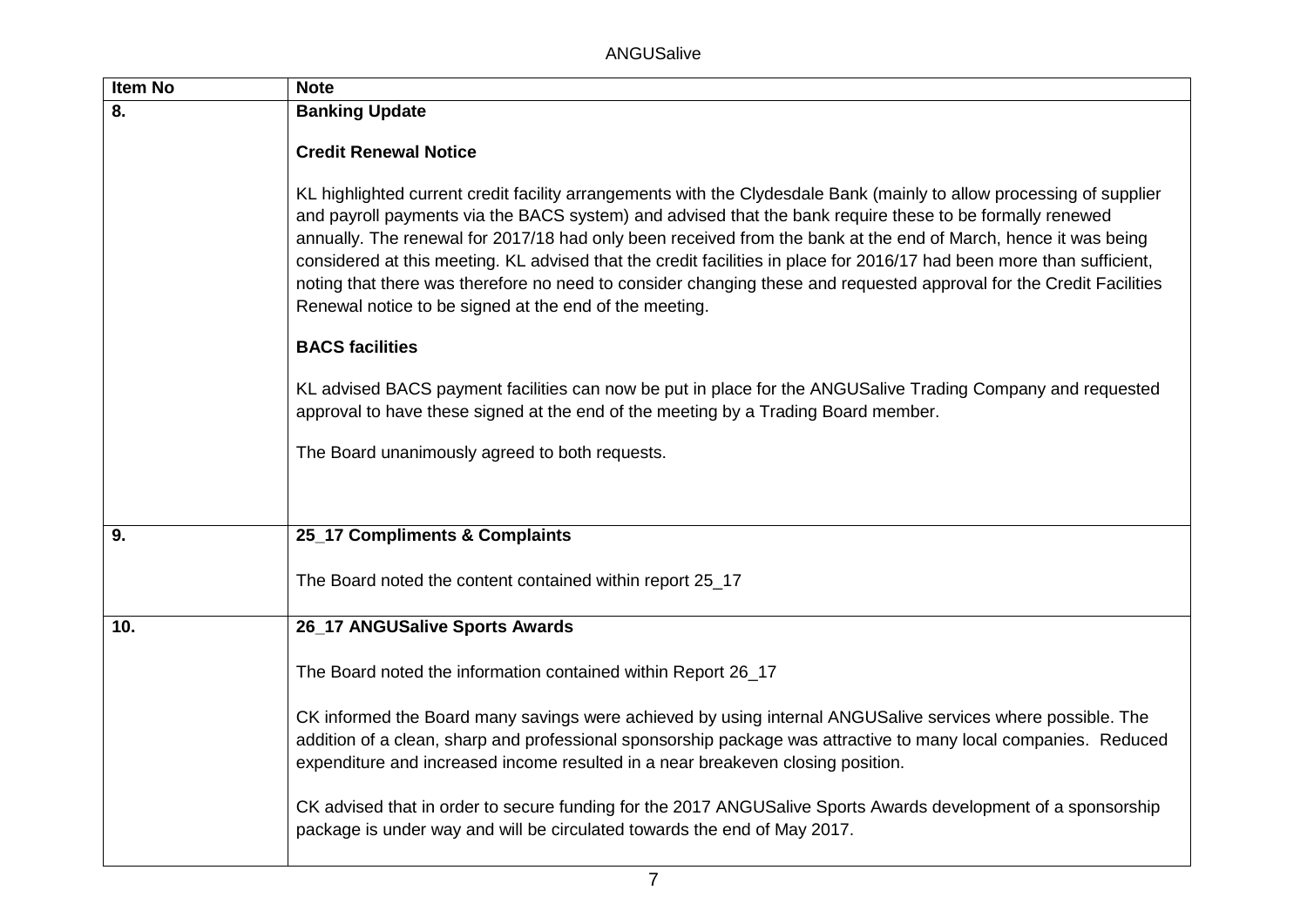| Item No | Note |
|---|---|
| 8. | **Banking Update**<br><br>**Credit Renewal Notice**<br><br>KL highlighted current credit facility arrangements with the Clydesdale Bank (mainly to allow processing of supplier and payroll payments via the BACS system) and advised that the bank require these to be formally renewed annually. The renewal for 2017/18 had only been received from the bank at the end of March, hence it was being considered at this meeting. KL advised that the credit facilities in place for 2016/17 had been more than sufficient, noting that there was therefore no need to consider changing these and requested approval for the Credit Facilities Renewal notice to be signed at the end of the meeting.<br><br>**BACS facilities**<br><br>KL advised BACS payment facilities can now be put in place for the ANGUSalive Trading Company and requested approval to have these signed at the end of the meeting by a Trading Board member.<br><br>The Board unanimously agreed to both requests. |
| 9. | **25_17 Compliments & Complaints**<br><br>The Board noted the content contained within report 25_17 |
| 10. | **26_17 ANGUSalive Sports Awards**<br><br>The Board noted the information contained within Report 26_17<br><br>CK informed the Board many savings were achieved by using internal ANGUSalive services where possible. The addition of a clean, sharp and professional sponsorship package was attractive to many local companies. Reduced expenditure and increased income resulted in a near breakeven closing position.<br><br>CK advised that in order to secure funding for the 2017 ANGUSalive Sports Awards development of a sponsorship package is under way and will be circulated towards the end of May 2017. |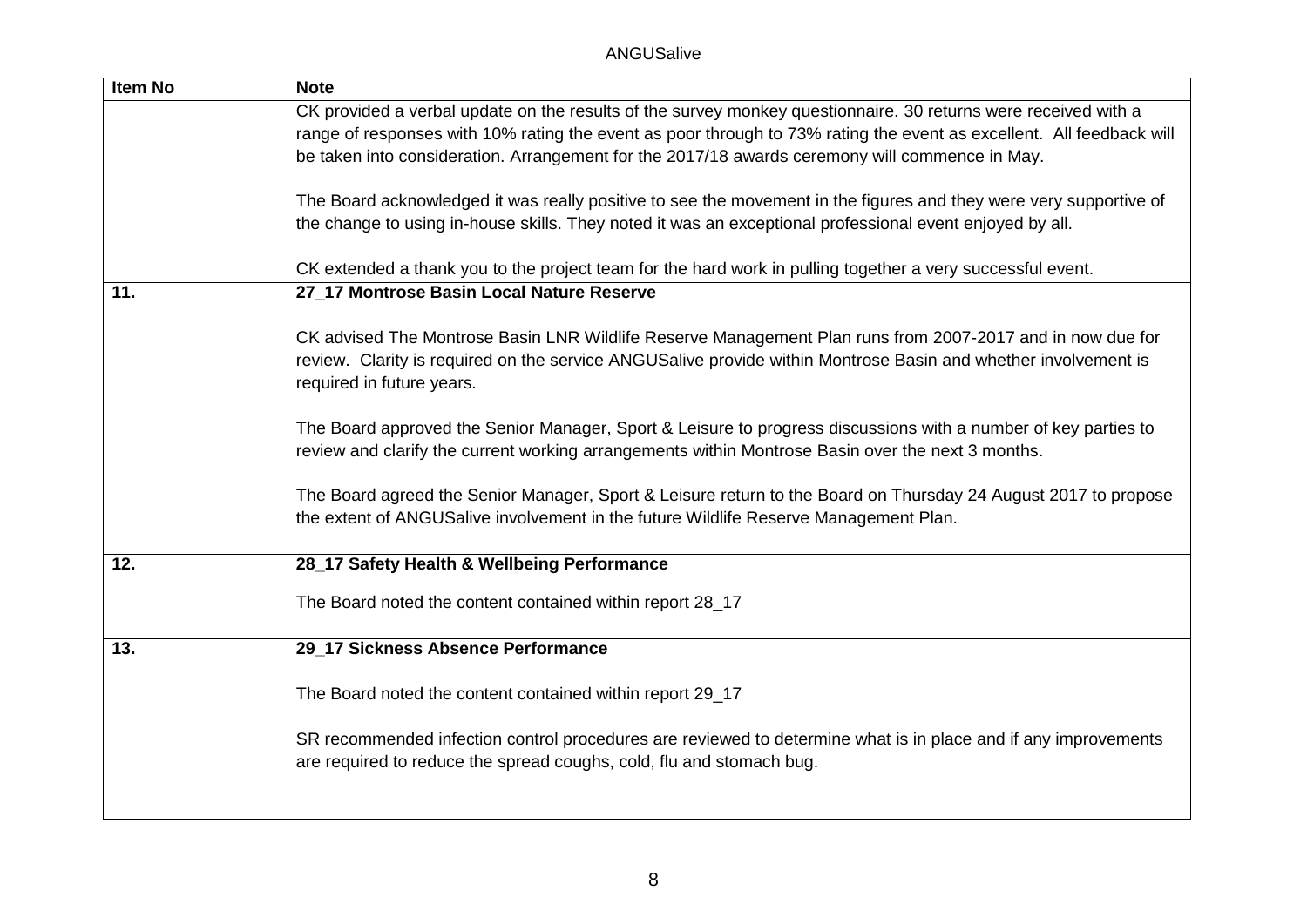| Item No | Note |
| --- | --- |
| | CK provided a verbal update on the results of the survey monkey questionnaire. 30 returns were received with a range of responses with 10% rating the event as poor through to 73% rating the event as excellent. All feedback will be taken into consideration. Arrangement for the 2017/18 awards ceremony will commence in May.<br><br>The Board acknowledged it was really positive to see the movement in the figures and they were very supportive of the change to using in-house skills. They noted it was an exceptional professional event enjoyed by all.<br><br>CK extended a thank you to the project team for the hard work in pulling together a very successful event. |
| **11.** | **27_17 Montrose Basin Local Nature Reserve**<br><br>CK advised The Montrose Basin LNR Wildlife Reserve Management Plan runs from 2007-2017 and in now due for review. Clarity is required on the service ANGUSalive provide within Montrose Basin and whether involvement is required in future years.<br><br>The Board approved the Senior Manager, Sport & Leisure to progress discussions with a number of key parties to review and clarify the current working arrangements within Montrose Basin over the next 3 months.<br><br>The Board agreed the Senior Manager, Sport & Leisure return to the Board on Thursday 24 August 2017 to propose the extent of ANGUSalive involvement in the future Wildlife Reserve Management Plan. |
| **12.** | **28_17 Safety Health & Wellbeing Performance**<br><br>The Board noted the content contained within report 28_17 |
| **13.** | **29_17 Sickness Absence Performance**<br><br>The Board noted the content contained within report 29_17<br><br>SR recommended infection control procedures are reviewed to determine what is in place and if any improvements are required to reduce the spread coughs, cold, flu and stomach bug. |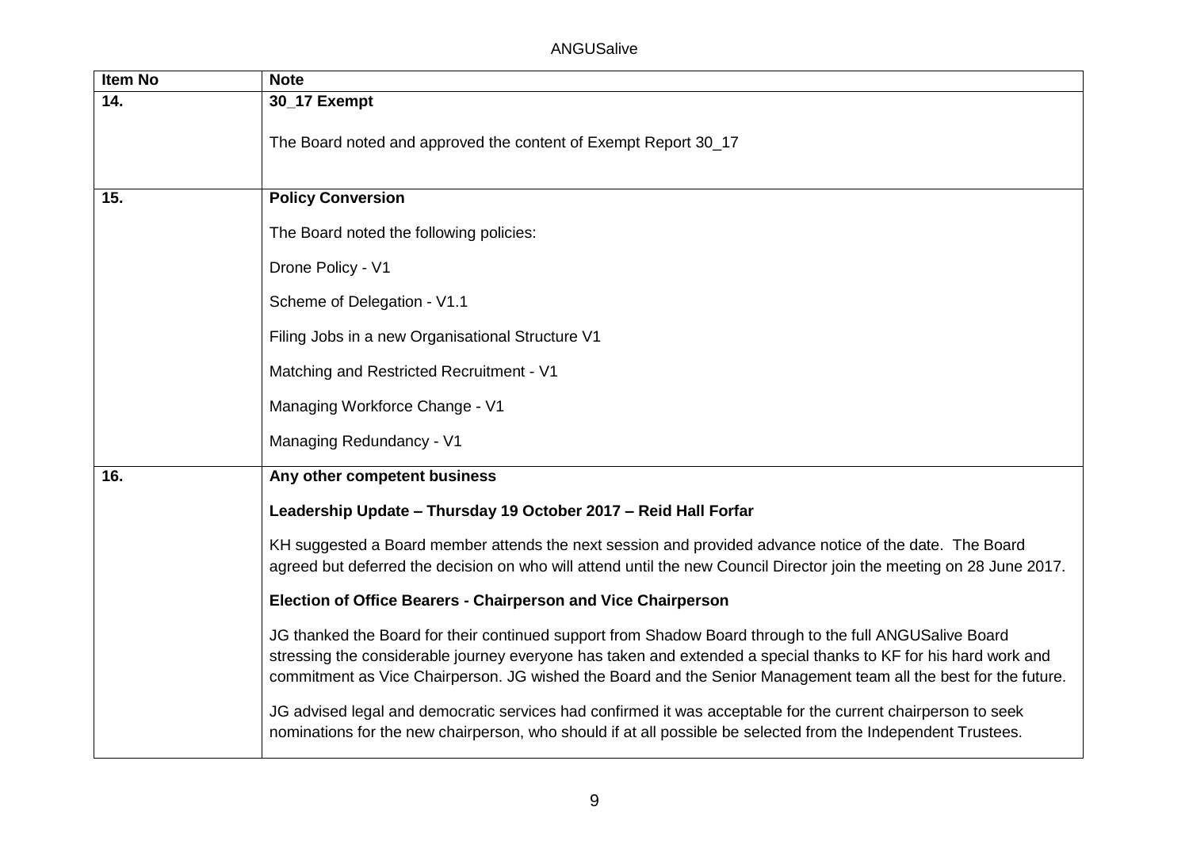| Item No | Note |
|---|---|
| **14.** | **30_17 Exempt**<br><br>The Board noted and approved the content of Exempt Report 30_17 |
| **15.** | **Policy Conversion**<br><br>The Board noted the following policies:<br><br>Drone Policy - V1<br><br>Scheme of Delegation - V1.1<br><br>Filing Jobs in a new Organisational Structure V1<br><br>Matching and Restricted Recruitment - V1<br><br>Managing Workforce Change - V1<br><br>Managing Redundancy - V1 |
| **16.** | **Any other competent business**<br><br>**Leadership Update – Thursday 19 October 2017 – Reid Hall Forfar**<br><br>KH suggested a Board member attends the next session and provided advance notice of the date. The Board agreed but deferred the decision on who will attend until the new Council Director join the meeting on 28 June 2017.<br><br>**Election of Office Bearers - Chairperson and Vice Chairperson**<br><br>JG thanked the Board for their continued support from Shadow Board through to the full ANGUSalive Board stressing the considerable journey everyone has taken and extended a special thanks to KF for his hard work and commitment as Vice Chairperson. JG wished the Board and the Senior Management team all the best for the future.<br><br>JG advised legal and democratic services had confirmed it was acceptable for the current chairperson to seek nominations for the new chairperson, who should if at all possible be selected from the Independent Trustees. |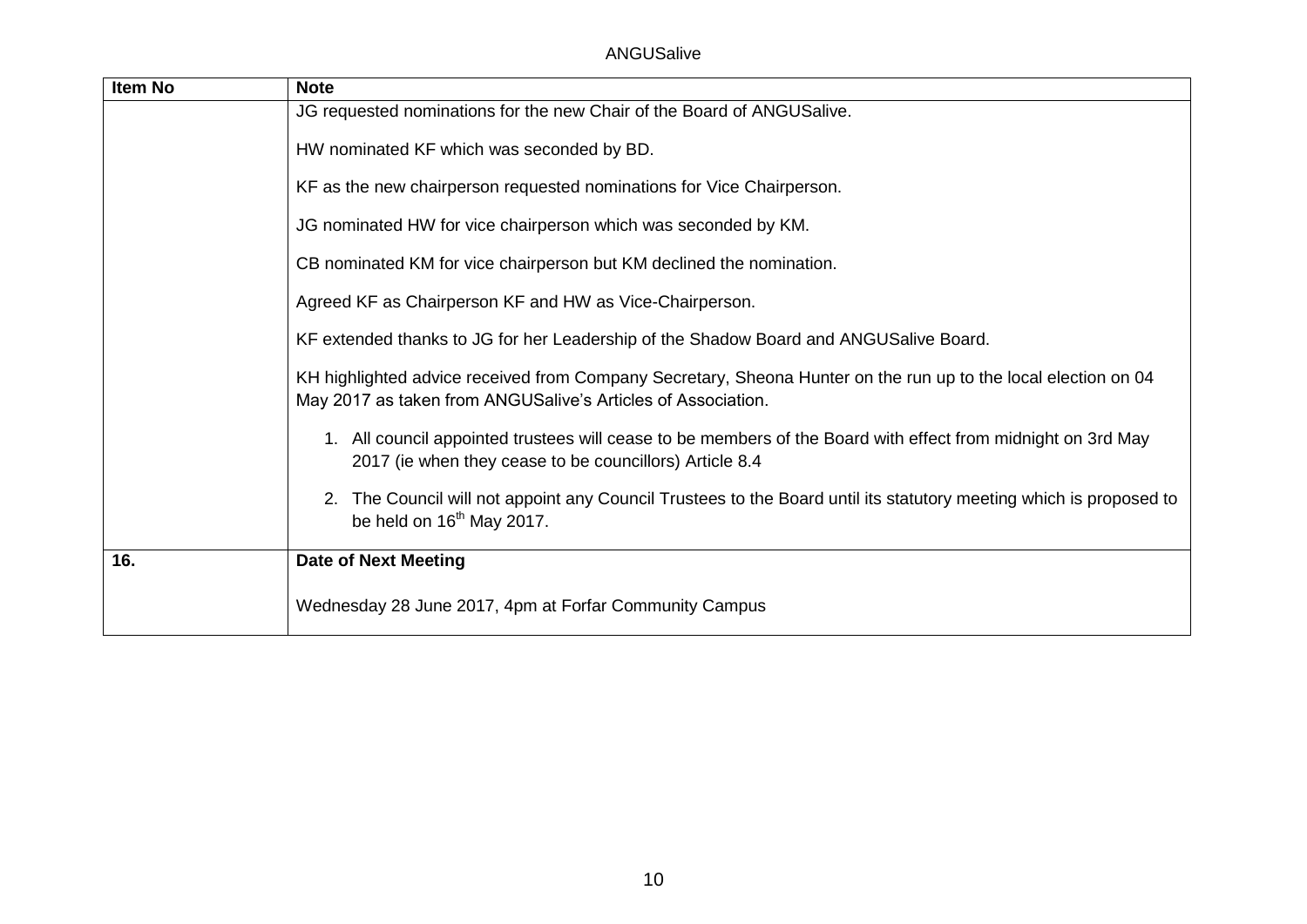| Item No | Note |
| --- | --- |
| | JG requested nominations for the new Chair of the Board of ANGUSalive.<br><br>HW nominated KF which was seconded by BD.<br><br>KF as the new chairperson requested nominations for Vice Chairperson.<br><br>JG nominated HW for vice chairperson which was seconded by KM.<br><br>CB nominated KM for vice chairperson but KM declined the nomination.<br><br>Agreed KF as Chairperson KF and HW as Vice-Chairperson.<br><br>KF extended thanks to JG for her Leadership of the Shadow Board and ANGUSalive Board.<br><br>KH highlighted advice received from Company Secretary, Sheona Hunter on the run up to the local election on 04 May 2017 as taken from ANGUSalive's Articles of Association.<br><br>1. All council appointed trustees will cease to be members of the Board with effect from midnight on 3rd May 2017 (ie when they cease to be councillors) Article 8.4<br><br>2. The Council will not appoint any Council Trustees to the Board until its statutory meeting which is proposed to be held on 16th May 2017. |
| **16.** | **Date of Next Meeting**<br><br>Wednesday 28 June 2017, 4pm at Forfar Community Campus |